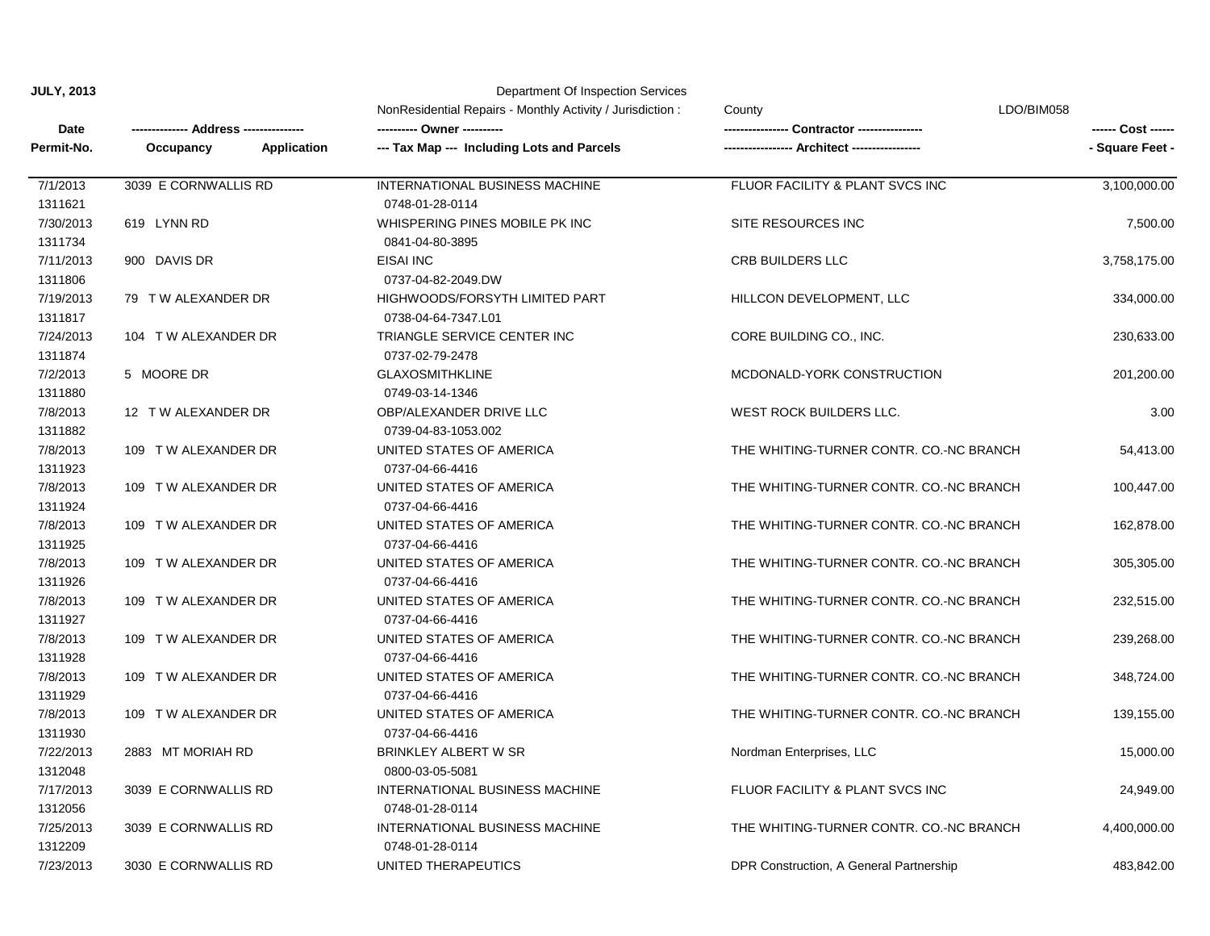**JULY, 2013**

Department Of Inspection Services

NonResidential Repairs - Monthly Activity / Jurisdiction : County LDO/BIM058

| Date<br>Permit-No. | -------------- Address --------------<br>Occupancy Application | ---------- Owner ----------<br>--- Tax Map --- Including Lots and Parcels | ---------------- Contractor ----------------<br>----------------- Architect ----------------- | ------ Cost ------<br>- Square Feet - |
|---|---|---|---|---|
| 7/1/2013<br>1311621 | 3039 E CORNWALLIS RD | INTERNATIONAL BUSINESS MACHINE<br>0748-01-28-0114 | FLUOR FACILITY & PLANT SVCS INC | 3,100,000.00 |
| 7/30/2013<br>1311734 | 619 LYNN RD | WHISPERING PINES MOBILE PK INC<br>0841-04-80-3895 | SITE RESOURCES INC | 7,500.00 |
| 7/11/2013<br>1311806 | 900 DAVIS DR | EISAI INC<br>0737-04-82-2049.DW | CRB BUILDERS LLC | 3,758,175.00 |
| 7/19/2013<br>1311817 | 79 T W ALEXANDER DR | HIGHWOODS/FORSYTH LIMITED PART<br>0738-04-64-7347.L01 | HILLCON DEVELOPMENT, LLC | 334,000.00 |
| 7/24/2013<br>1311874 | 104 T W ALEXANDER DR | TRIANGLE SERVICE CENTER INC<br>0737-02-79-2478 | CORE BUILDING CO., INC. | 230,633.00 |
| 7/2/2013<br>1311880 | 5 MOORE DR | GLAXOSMITHKLINE<br>0749-03-14-1346 | MCDONALD-YORK CONSTRUCTION | 201,200.00 |
| 7/8/2013<br>1311882 | 12 T W ALEXANDER DR | OBP/ALEXANDER DRIVE LLC<br>0739-04-83-1053.002 | WEST ROCK BUILDERS LLC. | 3.00 |
| 7/8/2013<br>1311923 | 109 T W ALEXANDER DR | UNITED STATES OF AMERICA<br>0737-04-66-4416 | THE WHITING-TURNER CONTR. CO.-NC BRANCH | 54,413.00 |
| 7/8/2013<br>1311924 | 109 T W ALEXANDER DR | UNITED STATES OF AMERICA<br>0737-04-66-4416 | THE WHITING-TURNER CONTR. CO.-NC BRANCH | 100,447.00 |
| 7/8/2013<br>1311925 | 109 T W ALEXANDER DR | UNITED STATES OF AMERICA<br>0737-04-66-4416 | THE WHITING-TURNER CONTR. CO.-NC BRANCH | 162,878.00 |
| 7/8/2013<br>1311926 | 109 T W ALEXANDER DR | UNITED STATES OF AMERICA<br>0737-04-66-4416 | THE WHITING-TURNER CONTR. CO.-NC BRANCH | 305,305.00 |
| 7/8/2013<br>1311927 | 109 T W ALEXANDER DR | UNITED STATES OF AMERICA<br>0737-04-66-4416 | THE WHITING-TURNER CONTR. CO.-NC BRANCH | 232,515.00 |
| 7/8/2013<br>1311928 | 109 T W ALEXANDER DR | UNITED STATES OF AMERICA<br>0737-04-66-4416 | THE WHITING-TURNER CONTR. CO.-NC BRANCH | 239,268.00 |
| 7/8/2013<br>1311929 | 109 T W ALEXANDER DR | UNITED STATES OF AMERICA<br>0737-04-66-4416 | THE WHITING-TURNER CONTR. CO.-NC BRANCH | 348,724.00 |
| 7/8/2013<br>1311930 | 109 T W ALEXANDER DR | UNITED STATES OF AMERICA<br>0737-04-66-4416 | THE WHITING-TURNER CONTR. CO.-NC BRANCH | 139,155.00 |
| 7/22/2013<br>1312048 | 2883 MT MORIAH RD | BRINKLEY ALBERT W SR<br>0800-03-05-5081 | Nordman Enterprises, LLC | 15,000.00 |
| 7/17/2013<br>1312056 | 3039 E CORNWALLIS RD | INTERNATIONAL BUSINESS MACHINE<br>0748-01-28-0114 | FLUOR FACILITY & PLANT SVCS INC | 24,949.00 |
| 7/25/2013<br>1312209 | 3039 E CORNWALLIS RD | INTERNATIONAL BUSINESS MACHINE<br>0748-01-28-0114 | THE WHITING-TURNER CONTR. CO.-NC BRANCH | 4,400,000.00 |
| 7/23/2013 | 3030 E CORNWALLIS RD | UNITED THERAPEUTICS | DPR Construction, A General Partnership | 483,842.00 |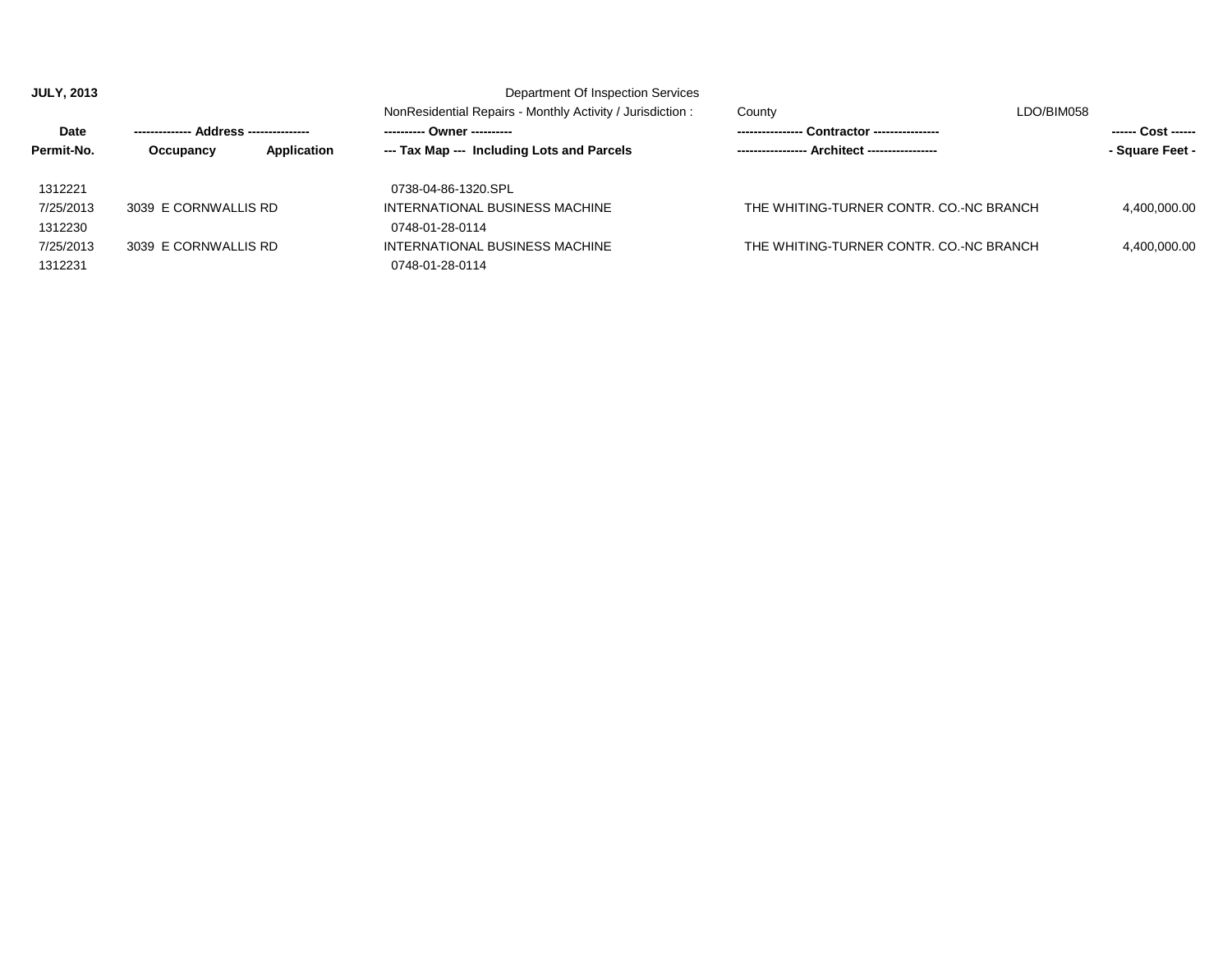**JULY, 2013** Department Of Inspection Services

NonResidential Repairs - Monthly Activity / Jurisdiction : County LDO/BIM058

| Date<br>Permit-No. | -------------- Address ---------------<br>Occupancy | <br>Application | ---------- Owner ----------<br>--- Tax Map --- Including Lots and Parcels | ---------------- Contractor ----------------<br>----------------- Architect ----------------- | ------ Cost ------<br>- Square Feet - |
|---|---|---|---|---|---|
| 1312221 | | | 0738-04-86-1320.SPL | | |
| 7/25/2013 | 3039 E CORNWALLIS RD | | INTERNATIONAL BUSINESS MACHINE | THE WHITING-TURNER CONTR. CO.-NC BRANCH | 4,400,000.00 |
| 1312230 | | | 0748-01-28-0114 | | |
| 7/25/2013 | 3039 E CORNWALLIS RD | | INTERNATIONAL BUSINESS MACHINE | THE WHITING-TURNER CONTR. CO.-NC BRANCH | 4,400,000.00 |
| 1312231 | | | 0748-01-28-0114 | | |